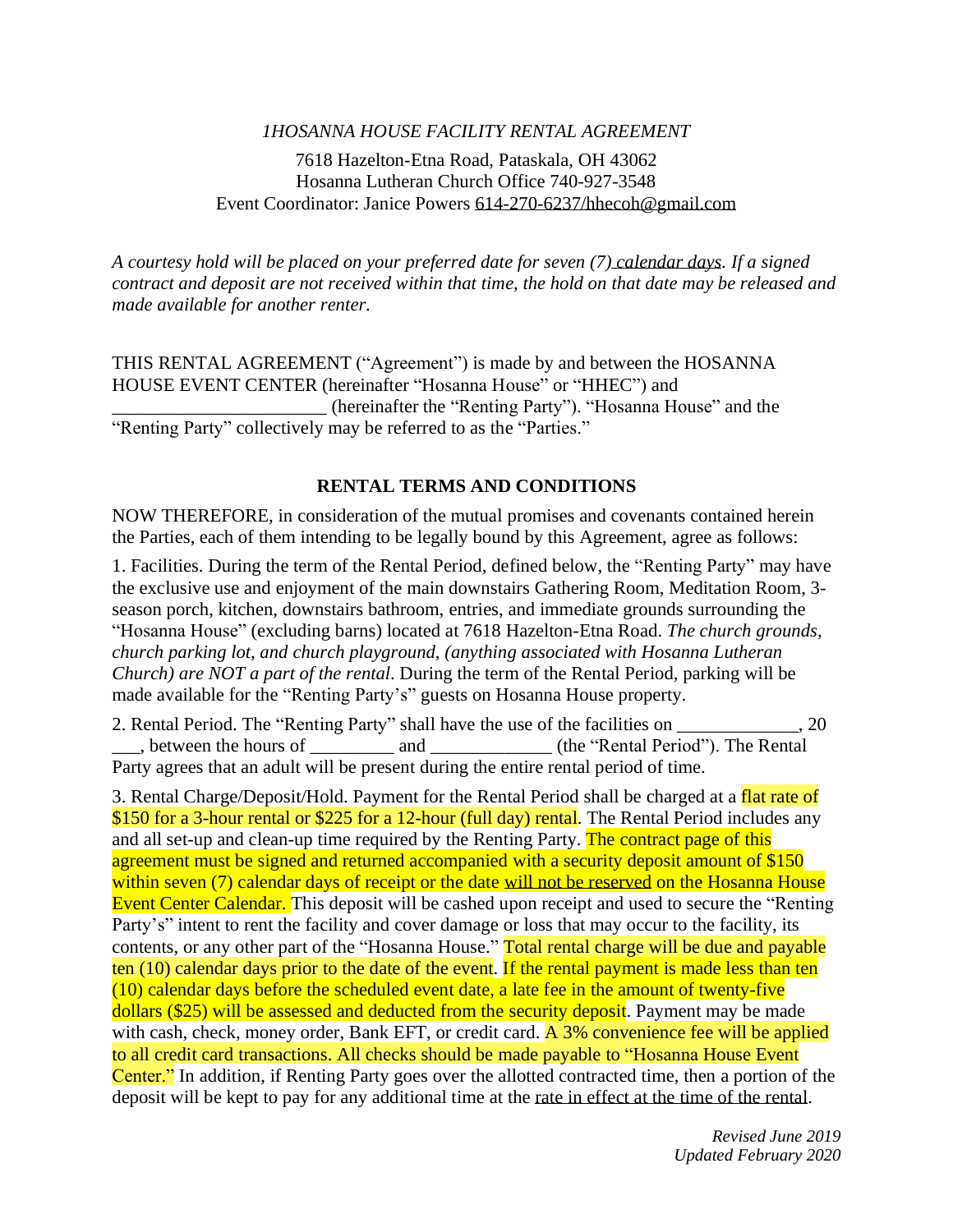*1HOSANNA HOUSE FACILITY RENTAL AGREEMENT*

7618 Hazelton-Etna Road, Pataskala, OH 43062
Hosanna Lutheran Church Office 740-927-3548
Event Coordinator: Janice Powers 614-270-6237/hhecoh@gmail.com

*A courtesy hold will be placed on your preferred date for seven (7) calendar days. If a signed contract and deposit are not received within that time, the hold on that date may be released and made available for another renter.*

THIS RENTAL AGREEMENT ("Agreement") is made by and between the HOSANNA HOUSE EVENT CENTER (hereinafter "Hosanna House" or "HHEC") and _______________________ (hereinafter the "Renting Party"). "Hosanna House" and the "Renting Party" collectively may be referred to as the "Parties."

## RENTAL TERMS AND CONDITIONS

NOW THEREFORE, in consideration of the mutual promises and covenants contained herein the Parties, each of them intending to be legally bound by this Agreement, agree as follows:

1. Facilities. During the term of the Rental Period, defined below, the "Renting Party" may have the exclusive use and enjoyment of the main downstairs Gathering Room, Meditation Room, 3-season porch, kitchen, downstairs bathroom, entries, and immediate grounds surrounding the "Hosanna House" (excluding barns) located at 7618 Hazelton-Etna Road. *The church grounds, church parking lot, and church playground, (anything associated with Hosanna Lutheran Church) are NOT a part of the rental.* During the term of the Rental Period, parking will be made available for the "Renting Party's" guests on Hosanna House property.

2. Rental Period. The "Renting Party" shall have the use of the facilities on _____________, 20 ___, between the hours of _________ and _____________ (the "Rental Period"). The Rental Party agrees that an adult will be present during the entire rental period of time.

3. Rental Charge/Deposit/Hold. Payment for the Rental Period shall be charged at a flat rate of $150 for a 3-hour rental or $225 for a 12-hour (full day) rental. The Rental Period includes any and all set-up and clean-up time required by the Renting Party. The contract page of this agreement must be signed and returned accompanied with a security deposit amount of $150 within seven (7) calendar days of receipt or the date will not be reserved on the Hosanna House Event Center Calendar. This deposit will be cashed upon receipt and used to secure the "Renting Party's" intent to rent the facility and cover damage or loss that may occur to the facility, its contents, or any other part of the "Hosanna House." Total rental charge will be due and payable ten (10) calendar days prior to the date of the event. If the rental payment is made less than ten (10) calendar days before the scheduled event date, a late fee in the amount of twenty-five dollars ($25) will be assessed and deducted from the security deposit. Payment may be made with cash, check, money order, Bank EFT, or credit card. A 3% convenience fee will be applied to all credit card transactions. All checks should be made payable to "Hosanna House Event Center." In addition, if Renting Party goes over the allotted contracted time, then a portion of the deposit will be kept to pay for any additional time at the rate in effect at the time of the rental.

*Revised June 2019*
*Updated February 2020*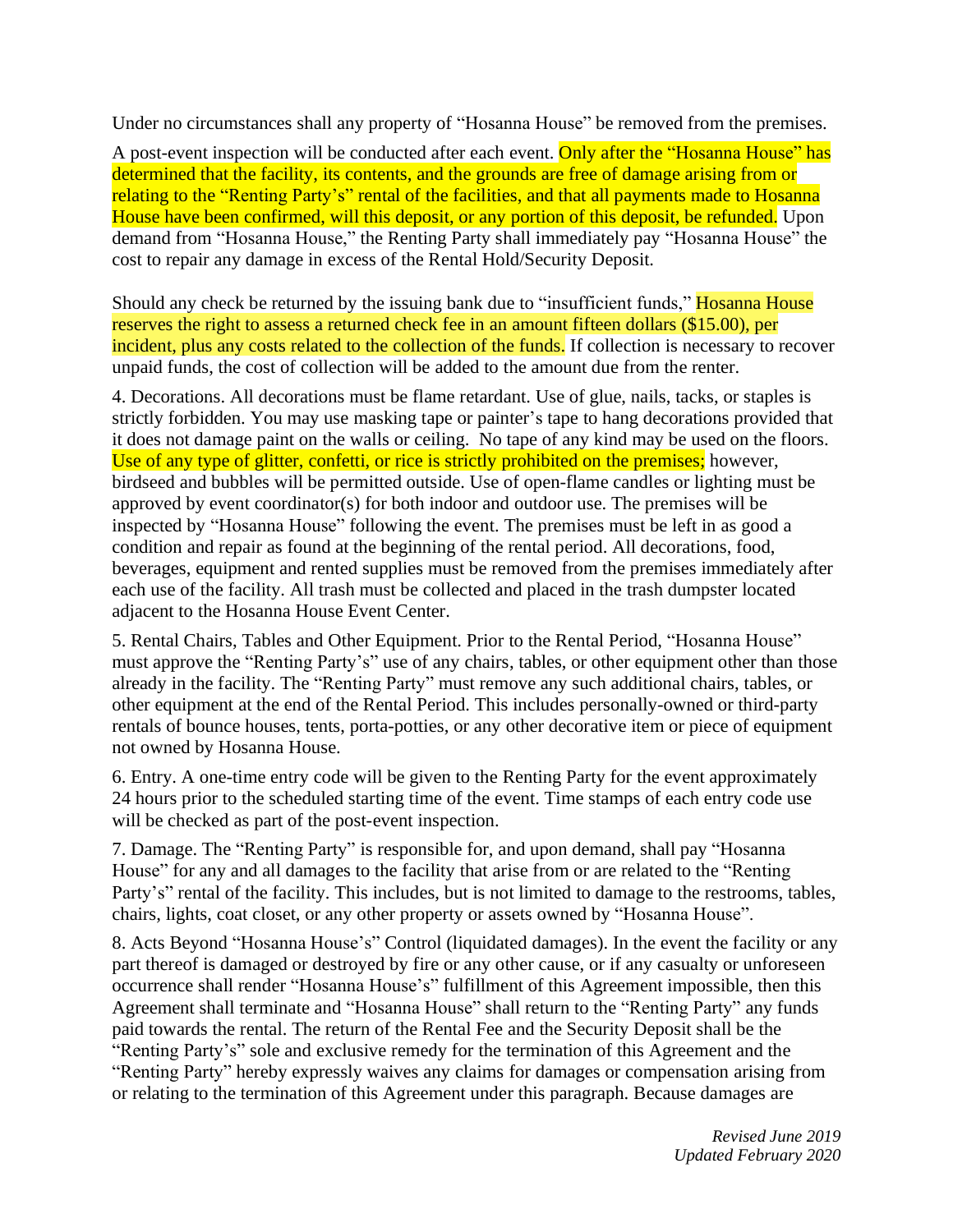Under no circumstances shall any property of "Hosanna House" be removed from the premises.

A post-event inspection will be conducted after each event. Only after the "Hosanna House" has determined that the facility, its contents, and the grounds are free of damage arising from or relating to the "Renting Party's" rental of the facilities, and that all payments made to Hosanna House have been confirmed, will this deposit, or any portion of this deposit, be refunded. Upon demand from "Hosanna House," the Renting Party shall immediately pay "Hosanna House" the cost to repair any damage in excess of the Rental Hold/Security Deposit.

Should any check be returned by the issuing bank due to "insufficient funds," Hosanna House reserves the right to assess a returned check fee in an amount fifteen dollars ($15.00), per incident, plus any costs related to the collection of the funds. If collection is necessary to recover unpaid funds, the cost of collection will be added to the amount due from the renter.

4. Decorations. All decorations must be flame retardant. Use of glue, nails, tacks, or staples is strictly forbidden. You may use masking tape or painter's tape to hang decorations provided that it does not damage paint on the walls or ceiling. No tape of any kind may be used on the floors. Use of any type of glitter, confetti, or rice is strictly prohibited on the premises; however, birdseed and bubbles will be permitted outside. Use of open-flame candles or lighting must be approved by event coordinator(s) for both indoor and outdoor use. The premises will be inspected by "Hosanna House" following the event. The premises must be left in as good a condition and repair as found at the beginning of the rental period. All decorations, food, beverages, equipment and rented supplies must be removed from the premises immediately after each use of the facility. All trash must be collected and placed in the trash dumpster located adjacent to the Hosanna House Event Center.

5. Rental Chairs, Tables and Other Equipment. Prior to the Rental Period, "Hosanna House" must approve the "Renting Party's" use of any chairs, tables, or other equipment other than those already in the facility. The "Renting Party" must remove any such additional chairs, tables, or other equipment at the end of the Rental Period. This includes personally-owned or third-party rentals of bounce houses, tents, porta-potties, or any other decorative item or piece of equipment not owned by Hosanna House.

6. Entry. A one-time entry code will be given to the Renting Party for the event approximately 24 hours prior to the scheduled starting time of the event. Time stamps of each entry code use will be checked as part of the post-event inspection.

7. Damage. The "Renting Party" is responsible for, and upon demand, shall pay "Hosanna House" for any and all damages to the facility that arise from or are related to the "Renting Party's" rental of the facility. This includes, but is not limited to damage to the restrooms, tables, chairs, lights, coat closet, or any other property or assets owned by "Hosanna House".

8. Acts Beyond "Hosanna House's" Control (liquidated damages). In the event the facility or any part thereof is damaged or destroyed by fire or any other cause, or if any casualty or unforeseen occurrence shall render "Hosanna House's" fulfillment of this Agreement impossible, then this Agreement shall terminate and "Hosanna House" shall return to the "Renting Party" any funds paid towards the rental. The return of the Rental Fee and the Security Deposit shall be the "Renting Party's" sole and exclusive remedy for the termination of this Agreement and the "Renting Party" hereby expressly waives any claims for damages or compensation arising from or relating to the termination of this Agreement under this paragraph. Because damages are

*Revised June 2019*
*Updated February 2020*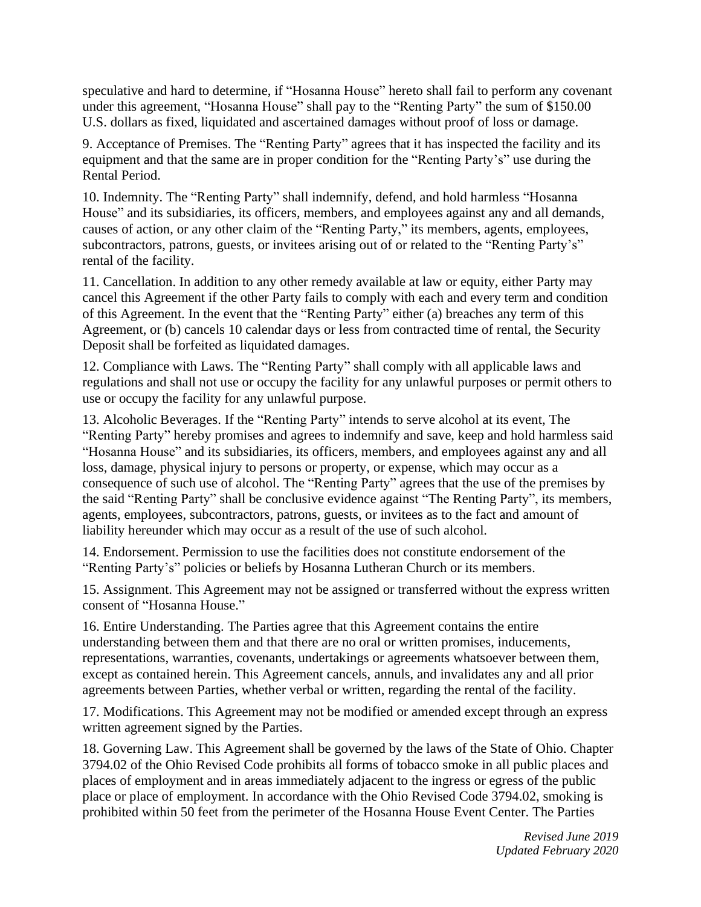speculative and hard to determine, if "Hosanna House" hereto shall fail to perform any covenant under this agreement, "Hosanna House" shall pay to the "Renting Party" the sum of $150.00 U.S. dollars as fixed, liquidated and ascertained damages without proof of loss or damage.

9. Acceptance of Premises. The "Renting Party" agrees that it has inspected the facility and its equipment and that the same are in proper condition for the "Renting Party's" use during the Rental Period.

10. Indemnity. The "Renting Party" shall indemnify, defend, and hold harmless "Hosanna House" and its subsidiaries, its officers, members, and employees against any and all demands, causes of action, or any other claim of the "Renting Party," its members, agents, employees, subcontractors, patrons, guests, or invitees arising out of or related to the "Renting Party's" rental of the facility.

11. Cancellation. In addition to any other remedy available at law or equity, either Party may cancel this Agreement if the other Party fails to comply with each and every term and condition of this Agreement. In the event that the "Renting Party" either (a) breaches any term of this Agreement, or (b) cancels 10 calendar days or less from contracted time of rental, the Security Deposit shall be forfeited as liquidated damages.

12. Compliance with Laws. The "Renting Party" shall comply with all applicable laws and regulations and shall not use or occupy the facility for any unlawful purposes or permit others to use or occupy the facility for any unlawful purpose.

13. Alcoholic Beverages. If the "Renting Party" intends to serve alcohol at its event, The "Renting Party" hereby promises and agrees to indemnify and save, keep and hold harmless said "Hosanna House" and its subsidiaries, its officers, members, and employees against any and all loss, damage, physical injury to persons or property, or expense, which may occur as a consequence of such use of alcohol. The "Renting Party" agrees that the use of the premises by the said "Renting Party" shall be conclusive evidence against "The Renting Party", its members, agents, employees, subcontractors, patrons, guests, or invitees as to the fact and amount of liability hereunder which may occur as a result of the use of such alcohol.

14. Endorsement. Permission to use the facilities does not constitute endorsement of the "Renting Party's" policies or beliefs by Hosanna Lutheran Church or its members.

15. Assignment. This Agreement may not be assigned or transferred without the express written consent of "Hosanna House."

16. Entire Understanding. The Parties agree that this Agreement contains the entire understanding between them and that there are no oral or written promises, inducements, representations, warranties, covenants, undertakings or agreements whatsoever between them, except as contained herein. This Agreement cancels, annuls, and invalidates any and all prior agreements between Parties, whether verbal or written, regarding the rental of the facility.

17. Modifications. This Agreement may not be modified or amended except through an express written agreement signed by the Parties.

18. Governing Law. This Agreement shall be governed by the laws of the State of Ohio. Chapter 3794.02 of the Ohio Revised Code prohibits all forms of tobacco smoke in all public places and places of employment and in areas immediately adjacent to the ingress or egress of the public place or place of employment. In accordance with the Ohio Revised Code 3794.02, smoking is prohibited within 50 feet from the perimeter of the Hosanna House Event Center. The Parties

*Revised June 2019*
*Updated February 2020*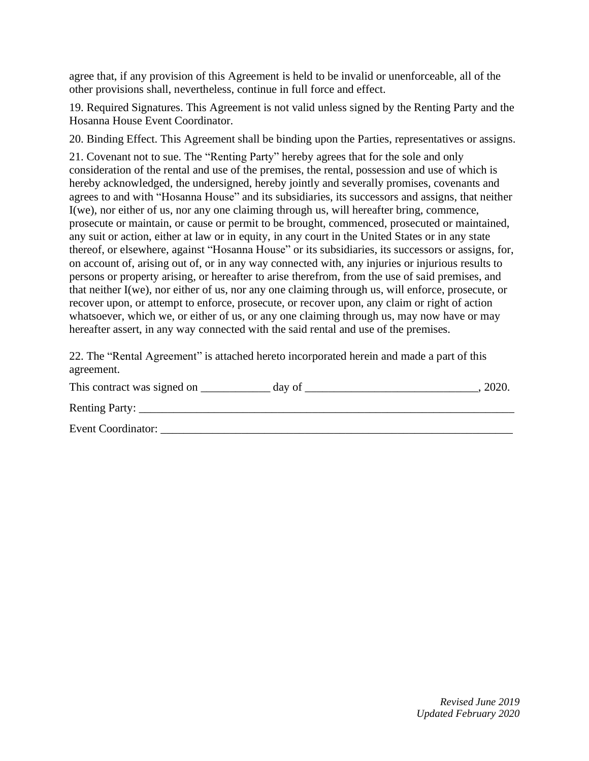agree that, if any provision of this Agreement is held to be invalid or unenforceable, all of the other provisions shall, nevertheless, continue in full force and effect.

19. Required Signatures. This Agreement is not valid unless signed by the Renting Party and the Hosanna House Event Coordinator.

20. Binding Effect. This Agreement shall be binding upon the Parties, representatives or assigns.

21. Covenant not to sue. The "Renting Party" hereby agrees that for the sole and only consideration of the rental and use of the premises, the rental, possession and use of which is hereby acknowledged, the undersigned, hereby jointly and severally promises, covenants and agrees to and with "Hosanna House" and its subsidiaries, its successors and assigns, that neither I(we), nor either of us, nor any one claiming through us, will hereafter bring, commence, prosecute or maintain, or cause or permit to be brought, commenced, prosecuted or maintained, any suit or action, either at law or in equity, in any court in the United States or in any state thereof, or elsewhere, against "Hosanna House" or its subsidiaries, its successors or assigns, for, on account of, arising out of, or in any way connected with, any injuries or injurious results to persons or property arising, or hereafter to arise therefrom, from the use of said premises, and that neither I(we), nor either of us, nor any one claiming through us, will enforce, prosecute, or recover upon, or attempt to enforce, prosecute, or recover upon, any claim or right of action whatsoever, which we, or either of us, or any one claiming through us, may now have or may hereafter assert, in any way connected with the said rental and use of the premises.

22. The "Rental Agreement" is attached hereto incorporated herein and made a part of this agreement.

This contract was signed on ____________ day of ______________________________, 2020.

Renting Party: ____________________________________________________________________

Event Coordinator: _______________________________________________________________

*Revised June 2019*
*Updated February 2020*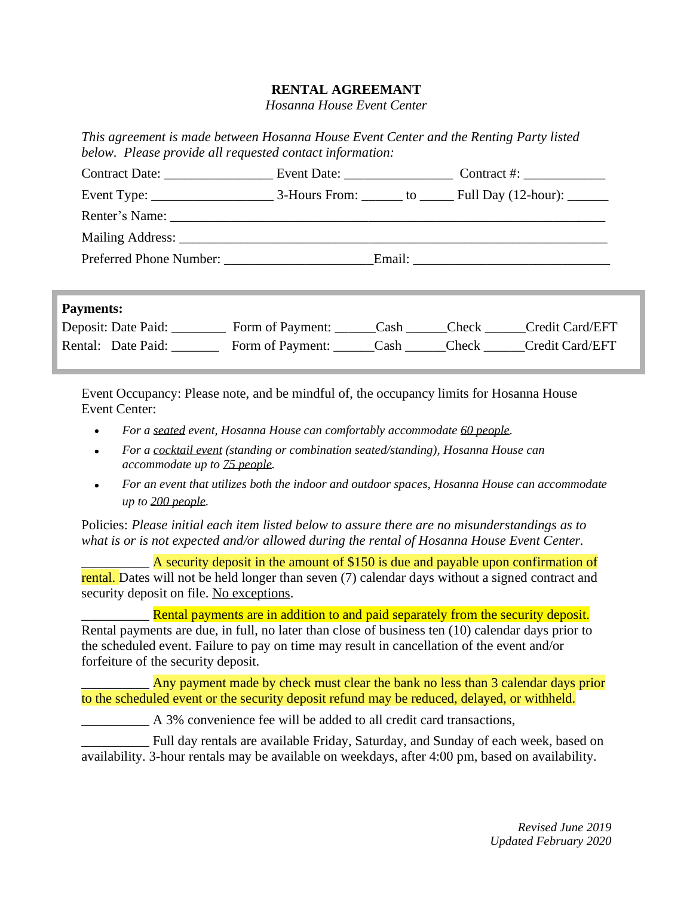**RENTAL AGREEMANT**

*Hosanna House Event Center*

*This agreement is made between Hosanna House Event Center and the Renting Party listed below. Please provide all requested contact information:*

Contract Date: ________________ Event Date: ________________ Contract #: ____________

Event Type: __________________ 3-Hours From: ______ to _____ Full Day (12-hour): ______

Renter's Name: ________________________________________________________________

Mailing Address: _______________________________________________________________

Preferred Phone Number: ______________________Email: _____________________________

**Payments:**

Deposit: Date Paid: ________ Form of Payment: ______Cash ______Check ______Credit Card/EFT

Rental: Date Paid: _______ Form of Payment: ______Cash ______Check ______Credit Card/EFT

Event Occupancy: Please note, and be mindful of, the occupancy limits for Hosanna House Event Center:

- *For a seated event, Hosanna House can comfortably accommodate 60 people.*
- *For a cocktail event (standing or combination seated/standing), Hosanna House can accommodate up to 75 people.*
- *For an event that utilizes both the indoor and outdoor spaces, Hosanna House can accommodate up to 200 people.*

Policies: *Please initial each item listed below to assure there are no misunderstandings as to what is or is not expected and/or allowed during the rental of Hosanna House Event Center.*

__________ A security deposit in the amount of $150 is due and payable upon confirmation of rental. Dates will not be held longer than seven (7) calendar days without a signed contract and security deposit on file. No exceptions.

__________ Rental payments are in addition to and paid separately from the security deposit. Rental payments are due, in full, no later than close of business ten (10) calendar days prior to the scheduled event. Failure to pay on time may result in cancellation of the event and/or forfeiture of the security deposit.

__________ Any payment made by check must clear the bank no less than 3 calendar days prior to the scheduled event or the security deposit refund may be reduced, delayed, or withheld.

__________ A 3% convenience fee will be added to all credit card transactions,

__________ Full day rentals are available Friday, Saturday, and Sunday of each week, based on availability. 3-hour rentals may be available on weekdays, after 4:00 pm, based on availability.

*Revised June 2019*
*Updated February 2020*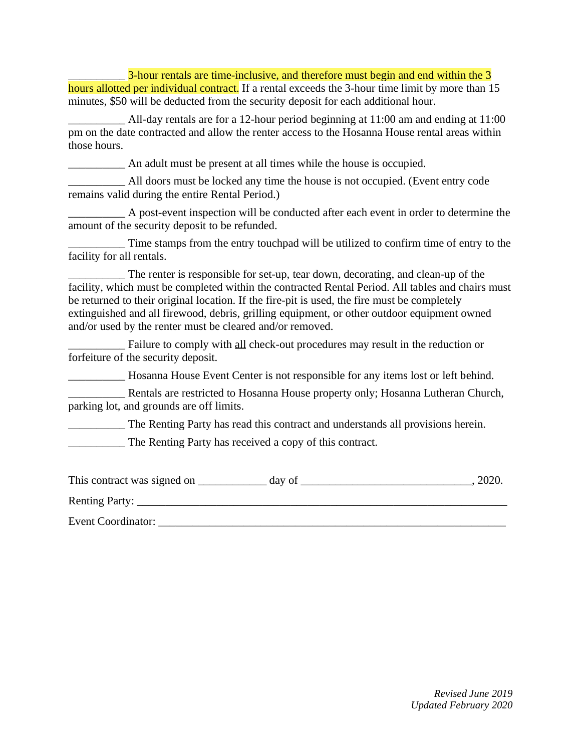__________ 3-hour rentals are time-inclusive, and therefore must begin and end within the 3 hours allotted per individual contract. If a rental exceeds the 3-hour time limit by more than 15 minutes, $50 will be deducted from the security deposit for each additional hour.

__________ All-day rentals are for a 12-hour period beginning at 11:00 am and ending at 11:00 pm on the date contracted and allow the renter access to the Hosanna House rental areas within those hours.

__________ An adult must be present at all times while the house is occupied.

__________ All doors must be locked any time the house is not occupied. (Event entry code remains valid during the entire Rental Period.)

__________ A post-event inspection will be conducted after each event in order to determine the amount of the security deposit to be refunded.

__________ Time stamps from the entry touchpad will be utilized to confirm time of entry to the facility for all rentals.

__________ The renter is responsible for set-up, tear down, decorating, and clean-up of the facility, which must be completed within the contracted Rental Period. All tables and chairs must be returned to their original location. If the fire-pit is used, the fire must be completely extinguished and all firewood, debris, grilling equipment, or other outdoor equipment owned and/or used by the renter must be cleared and/or removed.

__________ Failure to comply with <u>all</u> check-out procedures may result in the reduction or forfeiture of the security deposit.

__________ Hosanna House Event Center is not responsible for any items lost or left behind.

__________ Rentals are restricted to Hosanna House property only; Hosanna Lutheran Church, parking lot, and grounds are off limits.

__________ The Renting Party has read this contract and understands all provisions herein.

__________ The Renting Party has received a copy of this contract.

This contract was signed on ____________ day of ______________________________, 2020.

Renting Party: ____________________________________________________________________

Event Coordinator: ________________________________________________________________

*Revised June 2019*
*Updated February 2020*